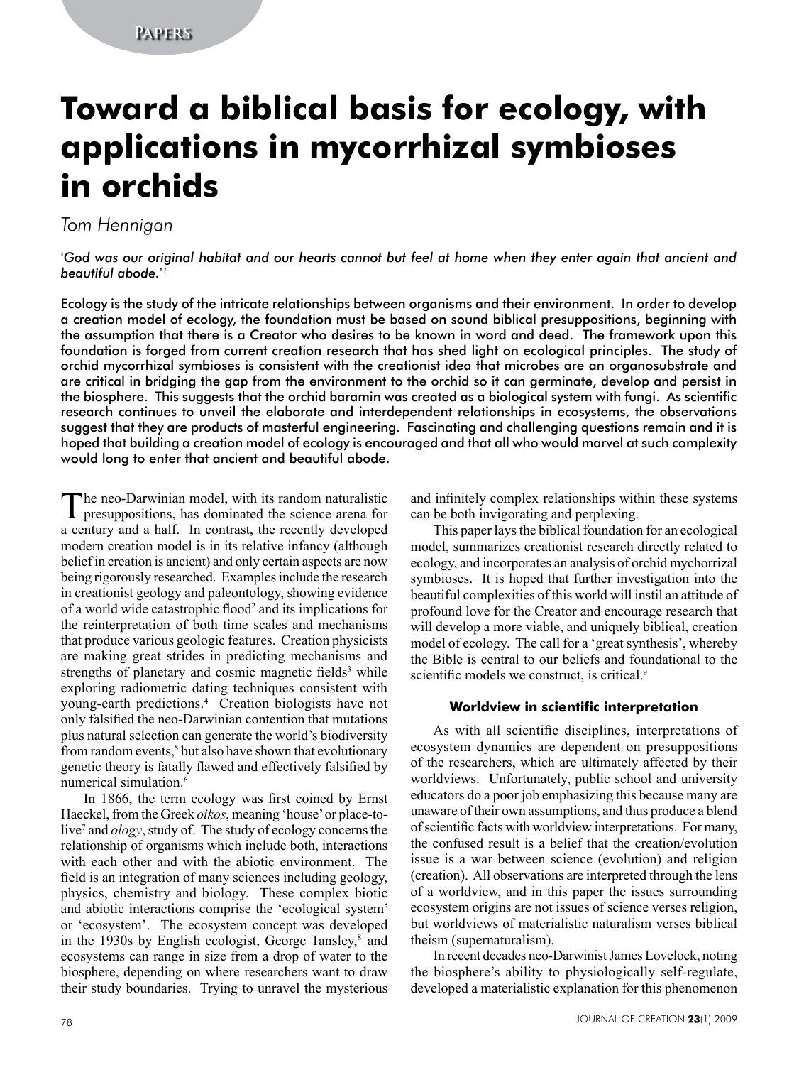Papers

# Toward a biblical basis for ecology, with applications in mycorrhizal symbioses in orchids

*Tom Hennigan*

'*God was our original habitat and our hearts cannot but feel at home when they enter again that ancient and beautiful abode.*'[1]

Ecology is the study of the intricate relationships between organisms and their environment. In order to develop a creation model of ecology, the foundation must be based on sound biblical presuppositions, beginning with the assumption that there is a Creator who desires to be known in word and deed. The framework upon this foundation is forged from current creation research that has shed light on ecological principles. The study of orchid mycorrhizal symbioses is consistent with the creationist idea that microbes are an organosubstrate and are critical in bridging the gap from the environment to the orchid so it can germinate, develop and persist in the biosphere. This suggests that the orchid baramin was created as a biological system with fungi. As scientific research continues to unveil the elaborate and interdependent relationships in ecosystems, the observations suggest that they are products of masterful engineering. Fascinating and challenging questions remain and it is hoped that building a creation model of ecology is encouraged and that all who would marvel at such complexity would long to enter that ancient and beautiful abode.

The neo-Darwinian model, with its random naturalistic presuppositions, has dominated the science arena for a century and a half. In contrast, the recently developed modern creation model is in its relative infancy (although belief in creation is ancient) and only certain aspects are now being rigorously researched. Examples include the research in creationist geology and paleontology, showing evidence of a world wide catastrophic flood[2] and its implications for the reinterpretation of both time scales and mechanisms that produce various geologic features. Creation physicists are making great strides in predicting mechanisms and strengths of planetary and cosmic magnetic fields[3] while exploring radiometric dating techniques consistent with young-earth predictions.[4] Creation biologists have not only falsified the neo-Darwinian contention that mutations plus natural selection can generate the world's biodiversity from random events,[5] but also have shown that evolutionary genetic theory is fatally flawed and effectively falsified by numerical simulation.[6]

In 1866, the term ecology was first coined by Ernst Haeckel, from the Greek *oikos*, meaning 'house' or place-to-live[7] and *ology*, study of. The study of ecology concerns the relationship of organisms which include both, interactions with each other and with the abiotic environment. The field is an integration of many sciences including geology, physics, chemistry and biology. These complex biotic and abiotic interactions comprise the 'ecological system' or 'ecosystem'. The ecosystem concept was developed in the 1930s by English ecologist, George Tansley,[8] and ecosystems can range in size from a drop of water to the biosphere, depending on where researchers want to draw their study boundaries. Trying to unravel the mysterious and infinitely complex relationships within these systems can be both invigorating and perplexing.

This paper lays the biblical foundation for an ecological model, summarizes creationist research directly related to ecology, and incorporates an analysis of orchid mychorrizal symbioses. It is hoped that further investigation into the beautiful complexities of this world will instil an attitude of profound love for the Creator and encourage research that will develop a more viable, and uniquely biblical, creation model of ecology. The call for a 'great synthesis', whereby the Bible is central to our beliefs and foundational to the scientific models we construct, is critical.[9]

### Worldview in scientific interpretation

As with all scientific disciplines, interpretations of ecosystem dynamics are dependent on presuppositions of the researchers, which are ultimately affected by their worldviews. Unfortunately, public school and university educators do a poor job emphasizing this because many are unaware of their own assumptions, and thus produce a blend of scientific facts with worldview interpretations. For many, the confused result is a belief that the creation/evolution issue is a war between science (evolution) and religion (creation). All observations are interpreted through the lens of a worldview, and in this paper the issues surrounding ecosystem origins are not issues of science verses religion, but worldviews of materialistic naturalism verses biblical theism (supernaturalism).

In recent decades neo-Darwinist James Lovelock, noting the biosphere's ability to physiologically self-regulate, developed a materialistic explanation for this phenomenon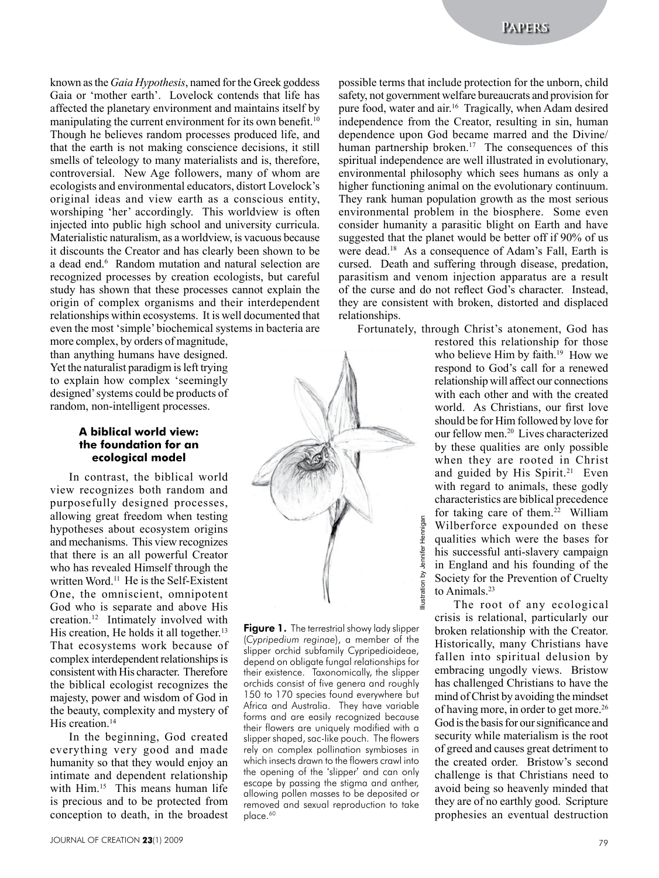known as the *Gaia Hypothesis*, named for the Greek goddess Gaia or 'mother earth'. Lovelock contends that life has affected the planetary environment and maintains itself by manipulating the current environment for its own benefit.[10] Though he believes random processes produced life, and that the earth is not making conscience decisions, it still smells of teleology to many materialists and is, therefore, controversial. New Age followers, many of whom are ecologists and environmental educators, distort Lovelock's original ideas and view earth as a conscious entity, worshiping 'her' accordingly. This worldview is often injected into public high school and university curricula. Materialistic naturalism, as a worldview, is vacuous because it discounts the Creator and has clearly been shown to be a dead end.[6] Random mutation and natural selection are recognized processes by creation ecologists, but careful study has shown that these processes cannot explain the origin of complex organisms and their interdependent relationships within ecosystems. It is well documented that even the most 'simple' biochemical systems in bacteria are more complex, by orders of magnitude, than anything humans have designed. Yet the naturalist paradigm is left trying to explain how complex 'seemingly designed' systems could be products of random, non-intelligent processes.

### A biblical world view: the foundation for an ecological model

In contrast, the biblical world view recognizes both random and purposefully designed processes, allowing great freedom when testing hypotheses about ecosystem origins and mechanisms. This view recognizes that there is an all powerful Creator who has revealed Himself through the written Word.[11] He is the Self-Existent One, the omniscient, omnipotent God who is separate and above His creation.[12] Intimately involved with His creation, He holds it all together.[13] That ecosystems work because of complex interdependent relationships is consistent with His character. Therefore the biblical ecologist recognizes the majesty, power and wisdom of God in the beauty, complexity and mystery of His creation.[14]

In the beginning, God created everything very good and made humanity so that they would enjoy an intimate and dependent relationship with Him.[15] This means human life is precious and to be protected from conception to death, in the broadest possible terms that include protection for the unborn, child safety, not government welfare bureaucrats and provision for pure food, water and air.[16] Tragically, when Adam desired independence from the Creator, resulting in sin, human dependence upon God became marred and the Divine/human partnership broken.[17] The consequences of this spiritual independence are well illustrated in evolutionary, environmental philosophy which sees humans as only a higher functioning animal on the evolutionary continuum. They rank human population growth as the most serious environmental problem in the biosphere. Some even consider humanity a parasitic blight on Earth and have suggested that the planet would be better off if 90% of us were dead.[18] As a consequence of Adam's Fall, Earth is cursed. Death and suffering through disease, predation, parasitism and venom injection apparatus are a result of the curse and do not reflect God's character. Instead, they are consistent with broken, distorted and displaced relationships.

Fortunately, through Christ's atonement, God has restored this relationship for those who believe Him by faith.[19] How we respond to God's call for a renewed relationship will affect our connections with each other and with the created world. As Christians, our first love should be for Him followed by love for our fellow men.[20] Lives characterized by these qualities are only possible when they are rooted in Christ and guided by His Spirit.[21] Even with regard to animals, these godly characteristics are biblical precedence for taking care of them.[22] William Wilberforce expounded on these qualities which were the bases for his successful anti-slavery campaign in England and his founding of the Society for the Prevention of Cruelty to Animals.[23]

The root of any ecological crisis is relational, particularly our broken relationship with the Creator. Historically, many Christians have fallen into spiritual delusion by embracing ungodly views. Bristow has challenged Christians to have the mind of Christ by avoiding the mindset of having more, in order to get more.[26] God is the basis for our significance and security while materialism is the root of greed and causes great detriment to the created order. Bristow's second challenge is that Christians need to avoid being so heavenly minded that they are of no earthly good. Scripture prophesies an eventual destruction

Illustration by Jennifer Hennigan

**Figure 1.** The terrestrial showy lady slipper (*Cypripedium reginae*), a member of the slipper orchid subfamily Cypripedioideae, depend on obligate fungal relationships for their existence. Taxonomically, the slipper orchids consist of five genera and roughly 150 to 170 species found everywhere but Africa and Australia. They have variable forms and are easily recognized because their flowers are uniquely modified with a slipper shaped, sac-like pouch. The flowers rely on complex pollination symbioses in which insects drawn to the flowers crawl into the opening of the 'slipper' and can only escape by passing the stigma and anther, allowing pollen masses to be deposited or removed and sexual reproduction to take place.[60]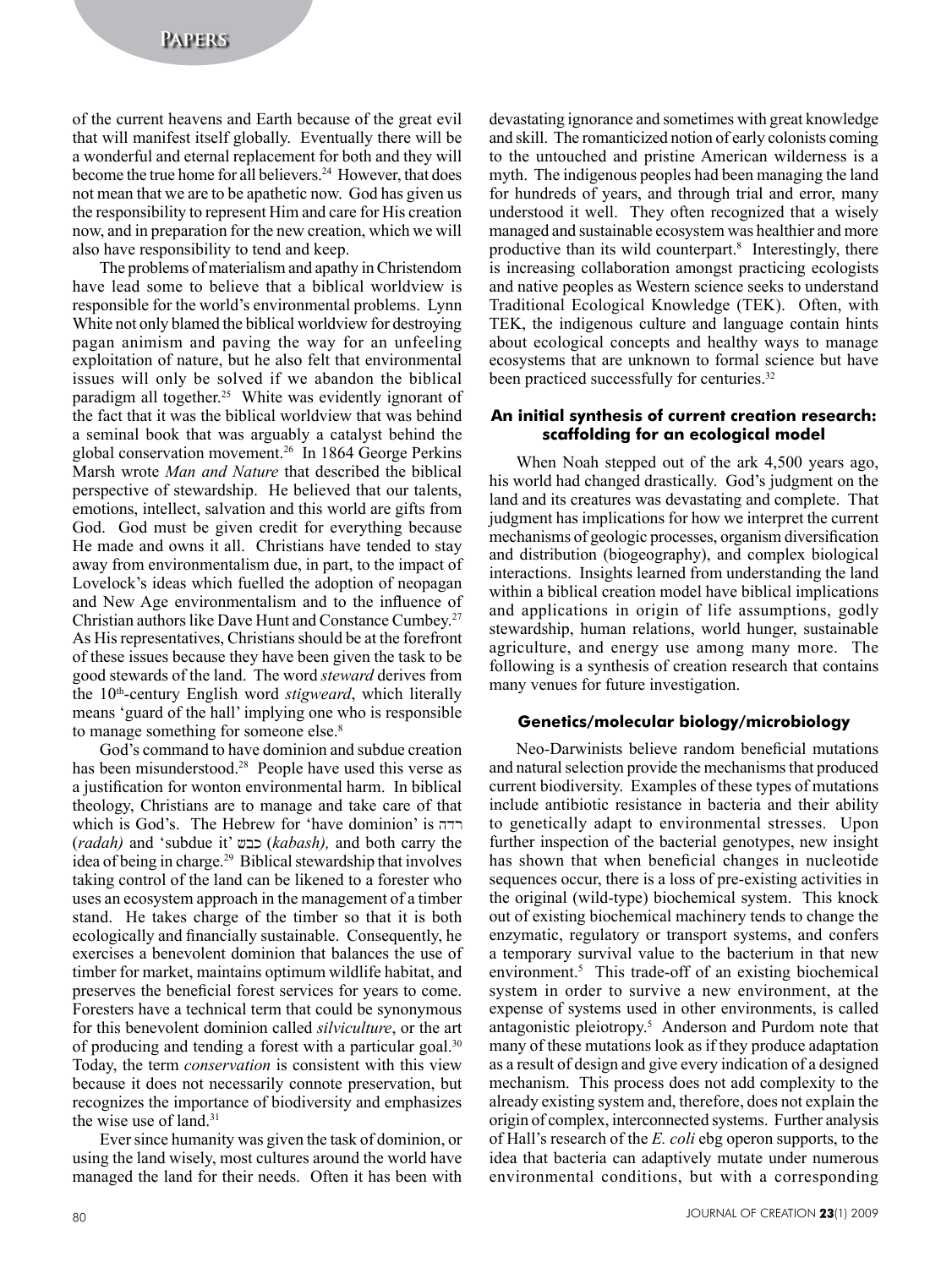of the current heavens and Earth because of the great evil that will manifest itself globally. Eventually there will be a wonderful and eternal replacement for both and they will become the true home for all believers.[24] However, that does not mean that we are to be apathetic now. God has given us the responsibility to represent Him and care for His creation now, and in preparation for the new creation, which we will also have responsibility to tend and keep.

The problems of materialism and apathy in Christendom have lead some to believe that a biblical worldview is responsible for the world's environmental problems. Lynn White not only blamed the biblical worldview for destroying pagan animism and paving the way for an unfeeling exploitation of nature, but he also felt that environmental issues will only be solved if we abandon the biblical paradigm all together.[25] White was evidently ignorant of the fact that it was the biblical worldview that was behind a seminal book that was arguably a catalyst behind the global conservation movement.[26] In 1864 George Perkins Marsh wrote *Man and Nature* that described the biblical perspective of stewardship. He believed that our talents, emotions, intellect, salvation and this world are gifts from God. God must be given credit for everything because He made and owns it all. Christians have tended to stay away from environmentalism due, in part, to the impact of Lovelock's ideas which fuelled the adoption of neopagan and New Age environmentalism and to the influence of Christian authors like Dave Hunt and Constance Cumbey.[27] As His representatives, Christians should be at the forefront of these issues because they have been given the task to be good stewards of the land. The word *steward* derives from the 10th-century English word *stigweard*, which literally means 'guard of the hall' implying one who is responsible to manage something for someone else.[8]

God's command to have dominion and subdue creation has been misunderstood.[28] People have used this verse as a justification for wonton environmental harm. In biblical theology, Christians are to manage and take care of that which is God's. The Hebrew for 'have dominion' is רדה (*radah)* and 'subdue it' כבש (*kabash),* and both carry the idea of being in charge.[29] Biblical stewardship that involves taking control of the land can be likened to a forester who uses an ecosystem approach in the management of a timber stand. He takes charge of the timber so that it is both ecologically and financially sustainable. Consequently, he exercises a benevolent dominion that balances the use of timber for market, maintains optimum wildlife habitat, and preserves the beneficial forest services for years to come. Foresters have a technical term that could be synonymous for this benevolent dominion called *silviculture*, or the art of producing and tending a forest with a particular goal.[30] Today, the term *conservation* is consistent with this view because it does not necessarily connote preservation, but recognizes the importance of biodiversity and emphasizes the wise use of land.[31]

Ever since humanity was given the task of dominion, or using the land wisely, most cultures around the world have managed the land for their needs. Often it has been with devastating ignorance and sometimes with great knowledge and skill. The romanticized notion of early colonists coming to the untouched and pristine American wilderness is a myth. The indigenous peoples had been managing the land for hundreds of years, and through trial and error, many understood it well. They often recognized that a wisely managed and sustainable ecosystem was healthier and more productive than its wild counterpart.[8] Interestingly, there is increasing collaboration amongst practicing ecologists and native peoples as Western science seeks to understand Traditional Ecological Knowledge (TEK). Often, with TEK, the indigenous culture and language contain hints about ecological concepts and healthy ways to manage ecosystems that are unknown to formal science but have been practiced successfully for centuries.[32]

## An initial synthesis of current creation research: scaffolding for an ecological model

When Noah stepped out of the ark 4,500 years ago, his world had changed drastically. God's judgment on the land and its creatures was devastating and complete. That judgment has implications for how we interpret the current mechanisms of geologic processes, organism diversification and distribution (biogeography), and complex biological interactions. Insights learned from understanding the land within a biblical creation model have biblical implications and applications in origin of life assumptions, godly stewardship, human relations, world hunger, sustainable agriculture, and energy use among many more. The following is a synthesis of creation research that contains many venues for future investigation.

### Genetics/molecular biology/microbiology

Neo-Darwinists believe random beneficial mutations and natural selection provide the mechanisms that produced current biodiversity. Examples of these types of mutations include antibiotic resistance in bacteria and their ability to genetically adapt to environmental stresses. Upon further inspection of the bacterial genotypes, new insight has shown that when beneficial changes in nucleotide sequences occur, there is a loss of pre-existing activities in the original (wild-type) biochemical system. This knock out of existing biochemical machinery tends to change the enzymatic, regulatory or transport systems, and confers a temporary survival value to the bacterium in that new environment.[5] This trade-off of an existing biochemical system in order to survive a new environment, at the expense of systems used in other environments, is called antagonistic pleiotropy.[5] Anderson and Purdom note that many of these mutations look as if they produce adaptation as a result of design and give every indication of a designed mechanism. This process does not add complexity to the already existing system and, therefore, does not explain the origin of complex, interconnected systems. Further analysis of Hall's research of the *E. coli* ebg operon supports, to the idea that bacteria can adaptively mutate under numerous environmental conditions, but with a corresponding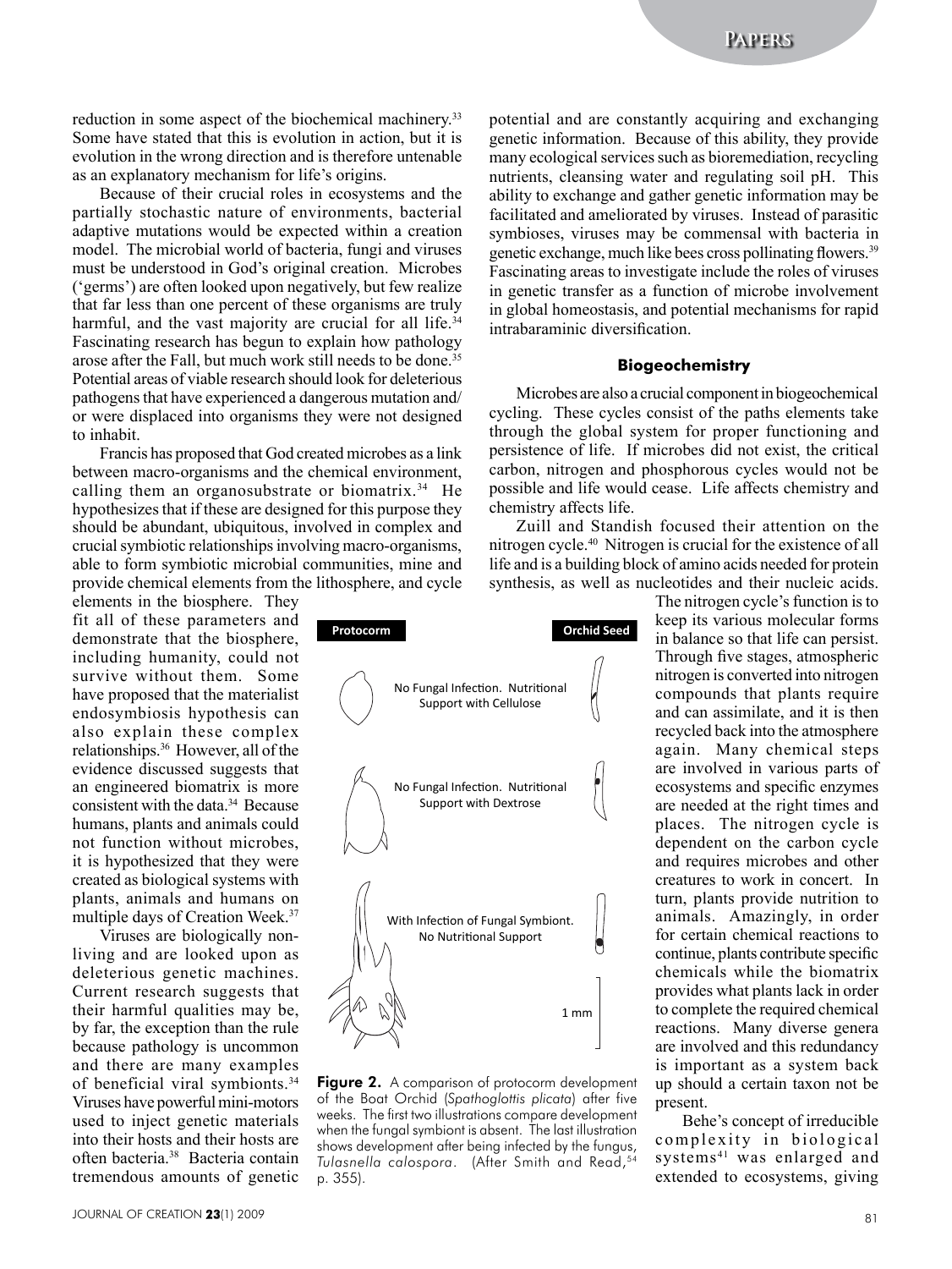reduction in some aspect of the biochemical machinery.[33] Some have stated that this is evolution in action, but it is evolution in the wrong direction and is therefore untenable as an explanatory mechanism for life's origins.

Because of their crucial roles in ecosystems and the partially stochastic nature of environments, bacterial adaptive mutations would be expected within a creation model. The microbial world of bacteria, fungi and viruses must be understood in God's original creation. Microbes ('germs') are often looked upon negatively, but few realize that far less than one percent of these organisms are truly harmful, and the vast majority are crucial for all life.[34] Fascinating research has begun to explain how pathology arose after the Fall, but much work still needs to be done.[35] Potential areas of viable research should look for deleterious pathogens that have experienced a dangerous mutation and/or were displaced into organisms they were not designed to inhabit.

Francis has proposed that God created microbes as a link between macro-organisms and the chemical environment, calling them an organosubstrate or biomatrix.[34] He hypothesizes that if these are designed for this purpose they should be abundant, ubiquitous, involved in complex and crucial symbiotic relationships involving macro-organisms, able to form symbiotic microbial communities, mine and provide chemical elements from the lithosphere, and cycle elements in the biosphere. They fit all of these parameters and demonstrate that the biosphere, including humanity, could not survive without them. Some have proposed that the materialist endosymbiosis hypothesis can also explain these complex relationships.[36] However, all of the evidence discussed suggests that an engineered biomatrix is more consistent with the data.[34] Because humans, plants and animals could not function without microbes, it is hypothesized that they were created as biological systems with plants, animals and humans on multiple days of Creation Week.[37]

Viruses are biologically non-living and are looked upon as deleterious genetic machines. Current research suggests that their harmful qualities may be, by far, the exception than the rule because pathology is uncommon and there are many examples of beneficial viral symbionts.[34] Viruses have powerful mini-motors used to inject genetic materials into their hosts and their hosts are often bacteria.[38] Bacteria contain tremendous amounts of genetic potential and are constantly acquiring and exchanging genetic information. Because of this ability, they provide many ecological services such as bioremediation, recycling nutrients, cleansing water and regulating soil pH. This ability to exchange and gather genetic information may be facilitated and ameliorated by viruses. Instead of parasitic symbioses, viruses may be commensal with bacteria in genetic exchange, much like bees cross pollinating flowers.[39] Fascinating areas to investigate include the roles of viruses in genetic transfer as a function of microbe involvement in global homeostasis, and potential mechanisms for rapid intrabaraminic diversification.

**Figure 2.** A comparison of protocorm development of the Boat Orchid (*Spathoglottis plicata*) after five weeks. The first two illustrations compare development when the fungal symbiont is absent. The last illustration shows development after being infected by the fungus, *Tulasnella calospora*. (After Smith and Read,[54] p. 355).

### Biogeochemistry

Microbes are also a crucial component in biogeochemical cycling. These cycles consist of the paths elements take through the global system for proper functioning and persistence of life. If microbes did not exist, the critical carbon, nitrogen and phosphorous cycles would not be possible and life would cease. Life affects chemistry and chemistry affects life.

Zuill and Standish focused their attention on the nitrogen cycle.[40] Nitrogen is crucial for the existence of all life and is a building block of amino acids needed for protein synthesis, as well as nucleotides and their nucleic acids. The nitrogen cycle's function is to keep its various molecular forms in balance so that life can persist. Through five stages, atmospheric nitrogen is converted into nitrogen compounds that plants require and can assimilate, and it is then recycled back into the atmosphere again. Many chemical steps are involved in various parts of ecosystems and specific enzymes are needed at the right times and places. The nitrogen cycle is dependent on the carbon cycle and requires microbes and other creatures to work in concert. In turn, plants provide nutrition to animals. Amazingly, in order for certain chemical reactions to continue, plants contribute specific chemicals while the biomatrix provides what plants lack in order to complete the required chemical reactions. Many diverse genera are involved and this redundancy is important as a system back up should a certain taxon not be present.

Behe's concept of irreducible complexity in biological systems[41] was enlarged and extended to ecosystems, giving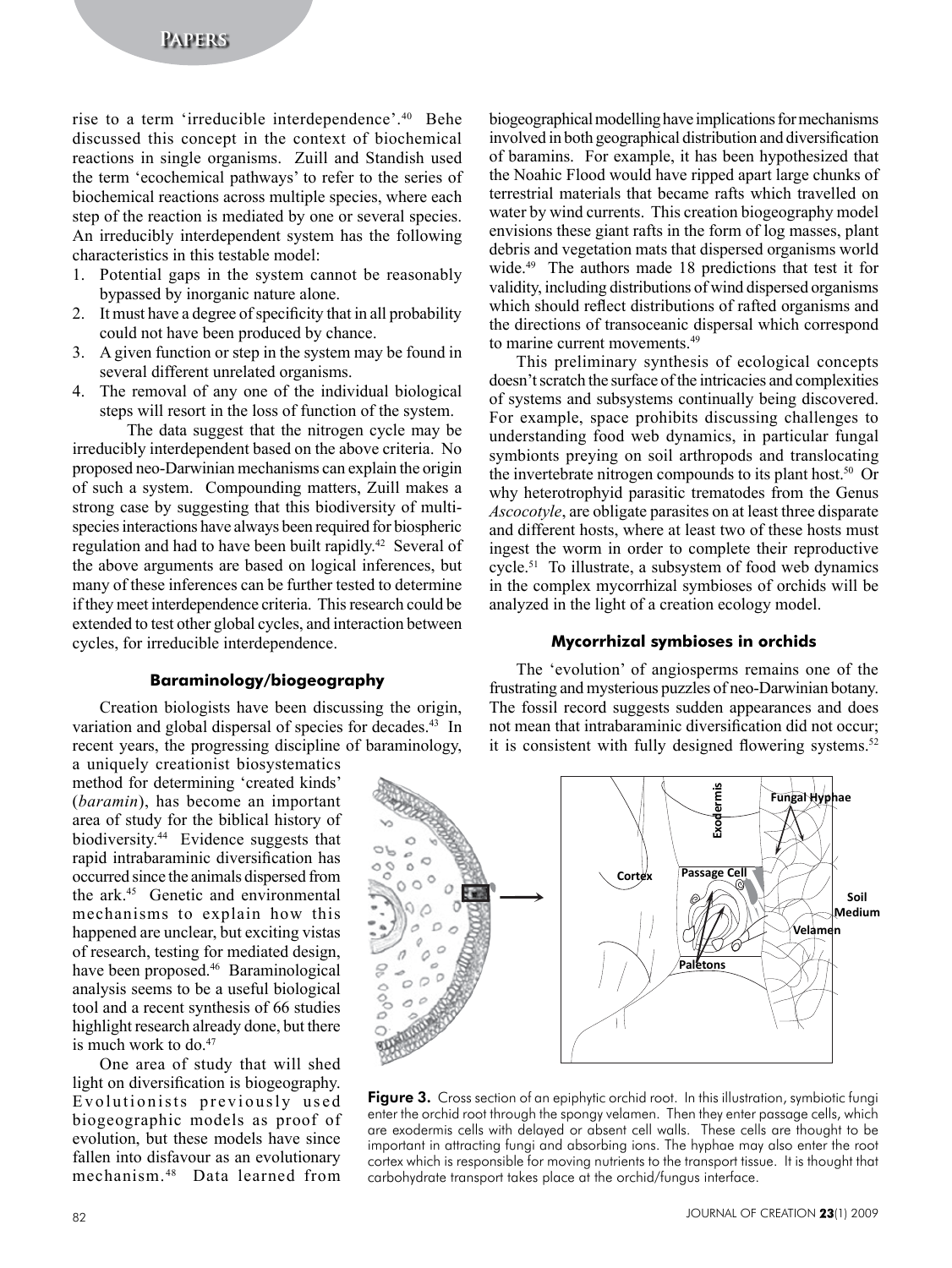rise to a term 'irreducible interdependence'.[40] Behe discussed this concept in the context of biochemical reactions in single organisms. Zuill and Standish used the term 'ecochemical pathways' to refer to the series of biochemical reactions across multiple species, where each step of the reaction is mediated by one or several species. An irreducibly interdependent system has the following characteristics in this testable model:

1. Potential gaps in the system cannot be reasonably bypassed by inorganic nature alone.
2. It must have a degree of specificity that in all probability could not have been produced by chance.
3. A given function or step in the system may be found in several different unrelated organisms.
4. The removal of any one of the individual biological steps will resort in the loss of function of the system.

The data suggest that the nitrogen cycle may be irreducibly interdependent based on the above criteria. No proposed neo-Darwinian mechanisms can explain the origin of such a system. Compounding matters, Zuill makes a strong case by suggesting that this biodiversity of multi-species interactions have always been required for biospheric regulation and had to have been built rapidly.[42] Several of the above arguments are based on logical inferences, but many of these inferences can be further tested to determine if they meet interdependence criteria. This research could be extended to test other global cycles, and interaction between cycles, for irreducible interdependence.

### Baraminology/biogeography

Creation biologists have been discussing the origin, variation and global dispersal of species for decades.[43] In recent years, the progressing discipline of baraminology, a uniquely creationist biosystematics method for determining 'created kinds' (*baramin*), has become an important area of study for the biblical history of biodiversity.[44] Evidence suggests that rapid intrabaraminic diversification has occurred since the animals dispersed from the ark.[45] Genetic and environmental mechanisms to explain how this happened are unclear, but exciting vistas of research, testing for mediated design, have been proposed.[46] Baraminological analysis seems to be a useful biological tool and a recent synthesis of 66 studies highlight research already done, but there is much work to do.[47]

One area of study that will shed light on diversification is biogeography. Evolutionists previously used biogeographic models as proof of evolution, but these models have since fallen into disfavour as an evolutionary mechanism.[48] Data learned from biogeographical modelling have implications for mechanisms involved in both geographical distribution and diversification of baramins. For example, it has been hypothesized that the Noahic Flood would have ripped apart large chunks of terrestrial materials that became rafts which travelled on water by wind currents. This creation biogeography model envisions these giant rafts in the form of log masses, plant debris and vegetation mats that dispersed organisms world wide.[49] The authors made 18 predictions that test it for validity, including distributions of wind dispersed organisms which should reflect distributions of rafted organisms and the directions of transoceanic dispersal which correspond to marine current movements.[49]

This preliminary synthesis of ecological concepts doesn't scratch the surface of the intricacies and complexities of systems and subsystems continually being discovered. For example, space prohibits discussing challenges to understanding food web dynamics, in particular fungal symbionts preying on soil arthropods and translocating the invertebrate nitrogen compounds to its plant host.[50] Or why heterotrophyid parasitic trematodes from the Genus *Ascocotyle*, are obligate parasites on at least three disparate and different hosts, where at least two of these hosts must ingest the worm in order to complete their reproductive cycle.[51] To illustrate, a subsystem of food web dynamics in the complex mycorrhizal symbioses of orchids will be analyzed in the light of a creation ecology model.

### Mycorrhizal symbioses in orchids

The 'evolution' of angiosperms remains one of the frustrating and mysterious puzzles of neo-Darwinian botany. The fossil record suggests sudden appearances and does not mean that intrabaraminic diversification did not occur; it is consistent with fully designed flowering systems.[52]

**Figure 3.** Cross section of an epiphytic orchid root. In this illustration, symbiotic fungi enter the orchid root through the spongy velamen. Then they enter passage cells, which are exodermis cells with delayed or absent cell walls. These cells are thought to be important in attracting fungi and absorbing ions. The hyphae may also enter the root cortex which is responsible for moving nutrients to the transport tissue. It is thought that carbohydrate transport takes place at the orchid/fungus interface.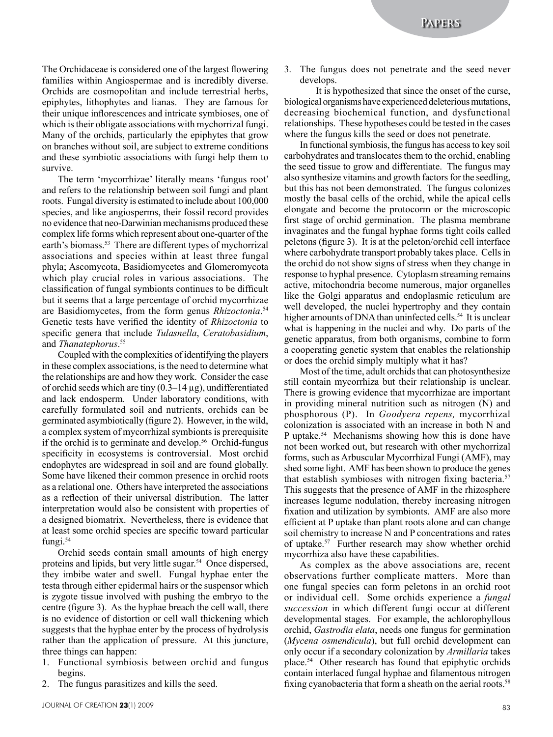The Orchidaceae is considered one of the largest flowering families within Angiospermae and is incredibly diverse. Orchids are cosmopolitan and include terrestrial herbs, epiphytes, lithophytes and lianas. They are famous for their unique inflorescences and intricate symbioses, one of which is their obligate associations with mychorrizal fungi. Many of the orchids, particularly the epiphytes that grow on branches without soil, are subject to extreme conditions and these symbiotic associations with fungi help them to survive.

The term 'mycorrhizae' literally means 'fungus root' and refers to the relationship between soil fungi and plant roots. Fungal diversity is estimated to include about 100,000 species, and like angiosperms, their fossil record provides no evidence that neo-Darwinian mechanisms produced these complex life forms which represent about one-quarter of the earth's biomass.[53] There are different types of mychorrizal associations and species within at least three fungal phyla; Ascomycota, Basidiomycetes and Glomeromycota which play crucial roles in various associations. The classification of fungal symbionts continues to be difficult but it seems that a large percentage of orchid mycorrhizae are Basidiomycetes, from the form genus *Rhizoctonia*.[54] Genetic tests have verified the identity of *Rhizoctonia* to specific genera that include *Tulasnella*, *Ceratobasidium*, and *Thanatephorus*.[55]

Coupled with the complexities of identifying the players in these complex associations, is the need to determine what the relationships are and how they work. Consider the case of orchid seeds which are tiny (0.3–14 μg), undifferentiated and lack endosperm. Under laboratory conditions, with carefully formulated soil and nutrients, orchids can be germinated asymbiotically (figure 2). However, in the wild, a complex system of mycorrhizal symbionts is prerequisite if the orchid is to germinate and develop.[56] Orchid-fungus specificity in ecosystems is controversial. Most orchid endophytes are widespread in soil and are found globally. Some have likened their common presence in orchid roots as a relational one. Others have interpreted the associations as a reflection of their universal distribution. The latter interpretation would also be consistent with properties of a designed biomatrix. Nevertheless, there is evidence that at least some orchid species are specific toward particular fungi.[54]

Orchid seeds contain small amounts of high energy proteins and lipids, but very little sugar.[54] Once dispersed, they imbibe water and swell. Fungal hyphae enter the testa through either epidermal hairs or the suspensor which is zygote tissue involved with pushing the embryo to the centre (figure 3). As the hyphae breach the cell wall, there is no evidence of distortion or cell wall thickening which suggests that the hyphae enter by the process of hydrolysis rather than the application of pressure. At this juncture, three things can happen:

1. Functional symbiosis between orchid and fungus begins.
2. The fungus parasitizes and kills the seed.
3. The fungus does not penetrate and the seed never develops.

It is hypothesized that since the onset of the curse, biological organisms have experienced deleterious mutations, decreasing biochemical function, and dysfunctional relationships. These hypotheses could be tested in the cases where the fungus kills the seed or does not penetrate.

In functional symbiosis, the fungus has access to key soil carbohydrates and translocates them to the orchid, enabling the seed tissue to grow and differentiate. The fungus may also synthesize vitamins and growth factors for the seedling, but this has not been demonstrated. The fungus colonizes mostly the basal cells of the orchid, while the apical cells elongate and become the protocorm or the microscopic first stage of orchid germination. The plasma membrane invaginates and the fungal hyphae forms tight coils called peletons (figure 3). It is at the peleton/orchid cell interface where carbohydrate transport probably takes place. Cells in the orchid do not show signs of stress when they change in response to hyphal presence. Cytoplasm streaming remains active, mitochondria become numerous, major organelles like the Golgi apparatus and endoplasmic reticulum are well developed, the nuclei hypertrophy and they contain higher amounts of DNA than uninfected cells.[54] It is unclear what is happening in the nuclei and why. Do parts of the genetic apparatus, from both organisms, combine to form a cooperating genetic system that enables the relationship or does the orchid simply multiply what it has?

Most of the time, adult orchids that can photosynthesize still contain mycorrhiza but their relationship is unclear. There is growing evidence that mycorrhizae are important in providing mineral nutrition such as nitrogen (N) and phosphorous (P). In *Goodyera repens,* mycorrhizal colonization is associated with an increase in both N and P uptake.[54] Mechanisms showing how this is done have not been worked out, but research with other mychorrizal forms, such as Arbuscular Mycorrhizal Fungi (AMF), may shed some light. AMF has been shown to produce the genes that establish symbioses with nitrogen fixing bacteria.[57] This suggests that the presence of AMF in the rhizosphere increases legume nodulation, thereby increasing nitrogen fixation and utilization by symbionts. AMF are also more efficient at P uptake than plant roots alone and can change soil chemistry to increase N and P concentrations and rates of uptake.[57] Further research may show whether orchid mycorrhiza also have these capabilities.

As complex as the above associations are, recent observations further complicate matters. More than one fungal species can form peletons in an orchid root or individual cell. Some orchids experience a *fungal succession* in which different fungi occur at different developmental stages. For example, the achlorophyllous orchid, *Gastrodia elata*, needs one fungus for germination (*Mycena osmendicula*), but full orchid development can only occur if a secondary colonization by *Armillaria* takes place.[54] Other research has found that epiphytic orchids contain interlaced fungal hyphae and filamentous nitrogen fixing cyanobacteria that form a sheath on the aerial roots.[58]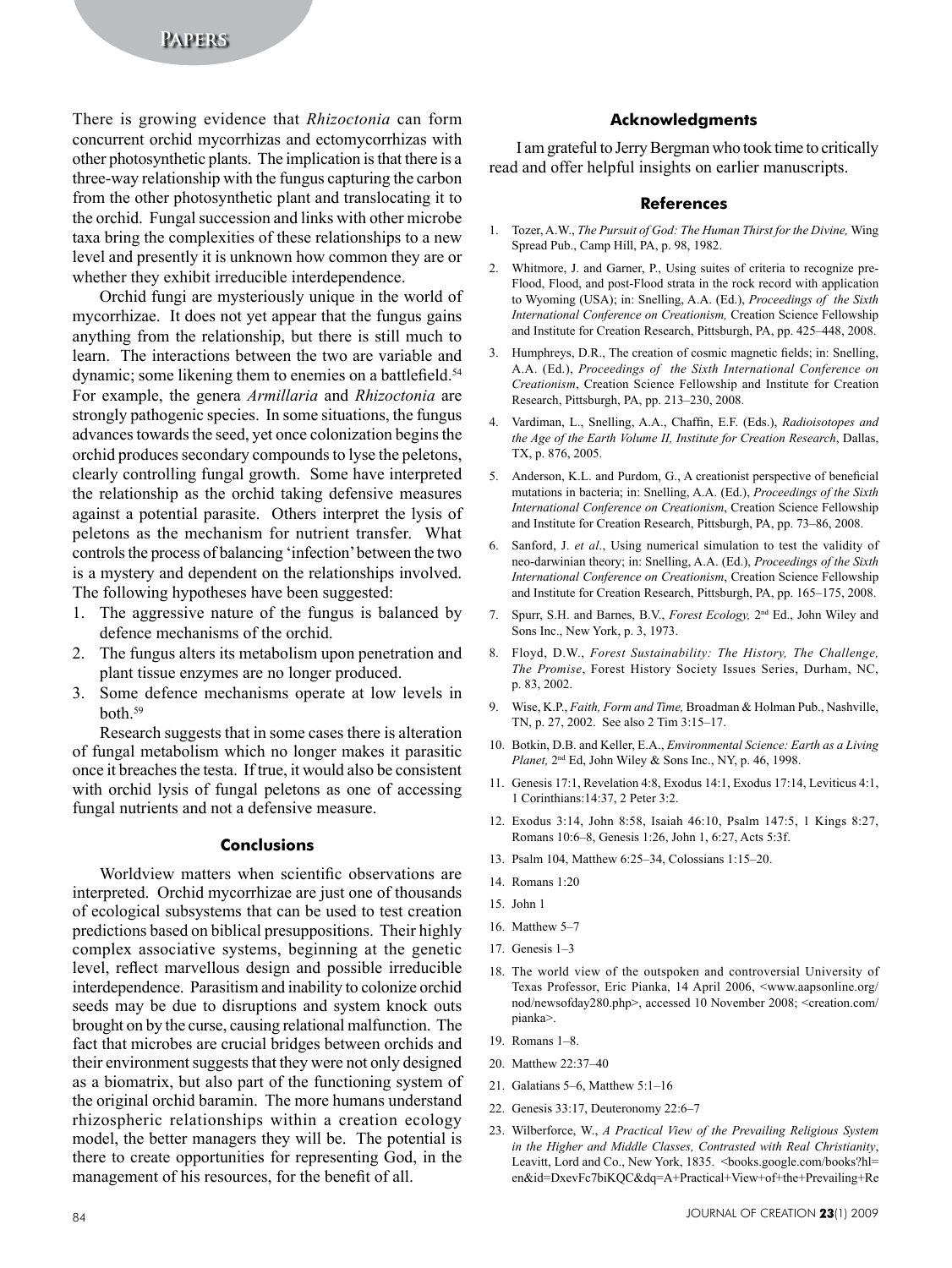There is growing evidence that *Rhizoctonia* can form concurrent orchid mycorrhizas and ectomycorrhizas with other photosynthetic plants. The implication is that there is a three-way relationship with the fungus capturing the carbon from the other photosynthetic plant and translocating it to the orchid. Fungal succession and links with other microbe taxa bring the complexities of these relationships to a new level and presently it is unknown how common they are or whether they exhibit irreducible interdependence.

Orchid fungi are mysteriously unique in the world of mycorrhizae. It does not yet appear that the fungus gains anything from the relationship, but there is still much to learn. The interactions between the two are variable and dynamic; some likening them to enemies on a battlefield.[54] For example, the genera *Armillaria* and *Rhizoctonia* are strongly pathogenic species. In some situations, the fungus advances towards the seed, yet once colonization begins the orchid produces secondary compounds to lyse the peletons, clearly controlling fungal growth. Some have interpreted the relationship as the orchid taking defensive measures against a potential parasite. Others interpret the lysis of peletons as the mechanism for nutrient transfer. What controls the process of balancing 'infection' between the two is a mystery and dependent on the relationships involved. The following hypotheses have been suggested:

1. The aggressive nature of the fungus is balanced by defence mechanisms of the orchid.
2. The fungus alters its metabolism upon penetration and plant tissue enzymes are no longer produced.
3. Some defence mechanisms operate at low levels in both.[59]

Research suggests that in some cases there is alteration of fungal metabolism which no longer makes it parasitic once it breaches the testa. If true, it would also be consistent with orchid lysis of fungal peletons as one of accessing fungal nutrients and not a defensive measure.

## Conclusions

Worldview matters when scientific observations are interpreted. Orchid mycorrhizae are just one of thousands of ecological subsystems that can be used to test creation predictions based on biblical presuppositions. Their highly complex associative systems, beginning at the genetic level, reflect marvellous design and possible irreducible interdependence. Parasitism and inability to colonize orchid seeds may be due to disruptions and system knock outs brought on by the curse, causing relational malfunction. The fact that microbes are crucial bridges between orchids and their environment suggests that they were not only designed as a biomatrix, but also part of the functioning system of the original orchid baramin. The more humans understand rhizospheric relationships within a creation ecology model, the better managers they will be. The potential is there to create opportunities for representing God, in the management of his resources, for the benefit of all.

## Acknowledgments

I am grateful to Jerry Bergman who took time to critically read and offer helpful insights on earlier manuscripts.

## References

1. Tozer, A.W., *The Pursuit of God: The Human Thirst for the Divine,* Wing Spread Pub., Camp Hill, PA, p. 98, 1982.
2. Whitmore, J. and Garner, P., Using suites of criteria to recognize pre-Flood, Flood, and post-Flood strata in the rock record with application to Wyoming (USA); in: Snelling, A.A. (Ed.), *Proceedings of the Sixth International Conference on Creationism,* Creation Science Fellowship and Institute for Creation Research, Pittsburgh, PA, pp. 425–448, 2008.
3. Humphreys, D.R., The creation of cosmic magnetic fields; in: Snelling, A.A. (Ed.), *Proceedings of the Sixth International Conference on Creationism*, Creation Science Fellowship and Institute for Creation Research, Pittsburgh, PA, pp. 213–230, 2008.
4. Vardiman, L., Snelling, A.A., Chaffin, E.F. (Eds.), *Radioisotopes and the Age of the Earth Volume II, Institute for Creation Research*, Dallas, TX, p. 876, 2005.
5. Anderson, K.L. and Purdom, G., A creationist perspective of beneficial mutations in bacteria; in: Snelling, A.A. (Ed.), *Proceedings of the Sixth International Conference on Creationism*, Creation Science Fellowship and Institute for Creation Research, Pittsburgh, PA, pp. 73–86, 2008.
6. Sanford, J. *et al*., Using numerical simulation to test the validity of neo-darwinian theory; in: Snelling, A.A. (Ed.), *Proceedings of the Sixth International Conference on Creationism*, Creation Science Fellowship and Institute for Creation Research, Pittsburgh, PA, pp. 165–175, 2008.
7. Spurr, S.H. and Barnes, B.V., *Forest Ecology,* 2nd Ed., John Wiley and Sons Inc., New York, p. 3, 1973.
8. Floyd, D.W., *Forest Sustainability: The History, The Challenge, The Promise*, Forest History Society Issues Series, Durham, NC, p. 83, 2002.
9. Wise, K.P., *Faith, Form and Time,* Broadman & Holman Pub., Nashville, TN, p. 27, 2002. See also 2 Tim 3:15–17.
10. Botkin, D.B. and Keller, E.A., *Environmental Science: Earth as a Living Planet,* 2nd Ed, John Wiley & Sons Inc., NY, p. 46, 1998.
11. Genesis 17:1, Revelation 4:8, Exodus 14:1, Exodus 17:14, Leviticus 4:1, 1 Corinthians:14:37, 2 Peter 3:2.
12. Exodus 3:14, John 8:58, Isaiah 46:10, Psalm 147:5, 1 Kings 8:27, Romans 10:6–8, Genesis 1:26, John 1, 6:27, Acts 5:3f.
13. Psalm 104, Matthew 6:25–34, Colossians 1:15–20.
14. Romans 1:20
15. John 1
16. Matthew 5–7
17. Genesis 1–3
18. The world view of the outspoken and controversial University of Texas Professor, Eric Pianka, 14 April 2006, <www.aapsonline.org/nod/newsofday280.php>, accessed 10 November 2008; <creation.com/pianka>.
19. Romans 1–8.
20. Matthew 22:37–40
21. Galatians 5–6, Matthew 5:1–16
22. Genesis 33:17, Deuteronomy 22:6–7
23. Wilberforce, W., *A Practical View of the Prevailing Religious System in the Higher and Middle Classes, Contrasted with Real Christianity*, Leavitt, Lord and Co., New York, 1835. <books.google.com/books?hl=en&id=DxevFc7biKQC&dq=A+Practical+View+of+the+Prevailing+Re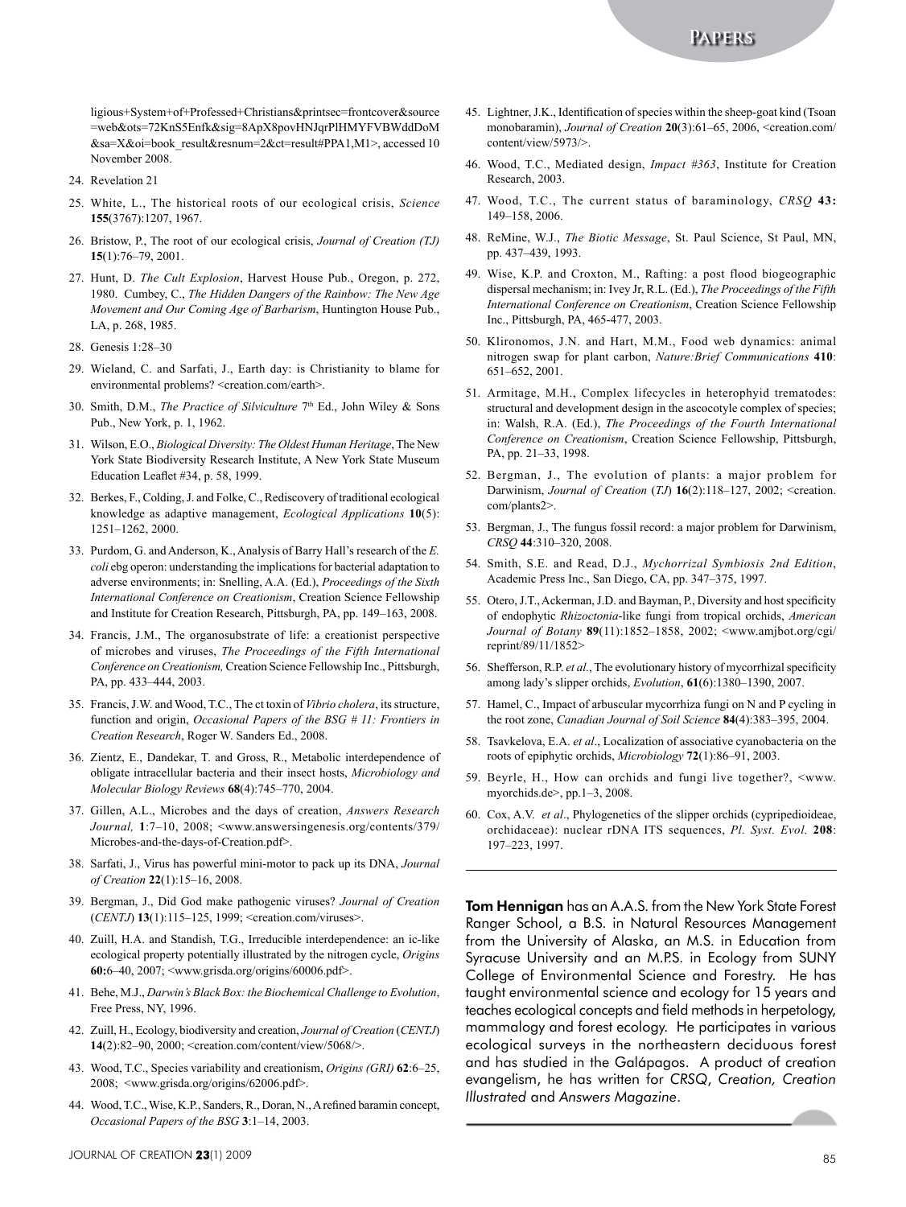ligious+System+of+Professed+Christians&printsec=frontcover&source=web&ots=72KnS5Enfk&sig=8ApX8povHNJqrPlHMYFVBWddDoM&sa=X&oi=book_result&resnum=2&ct=result#PPA1,M1>, accessed 10 November 2008.

24. Revelation 21
25. White, L., The historical roots of our ecological crisis, *Science* **155**(3767):1207, 1967.
26. Bristow, P., The root of our ecological crisis, *Journal of Creation (TJ)* **15**(1):76–79, 2001.
27. Hunt, D. *The Cult Explosion*, Harvest House Pub., Oregon, p. 272, 1980. Cumbey, C., *The Hidden Dangers of the Rainbow: The New Age Movement and Our Coming Age of Barbarism*, Huntington House Pub., LA, p. 268, 1985.
28. Genesis 1:28–30
29. Wieland, C. and Sarfati, J., Earth day: is Christianity to blame for environmental problems? <creation.com/earth>.
30. Smith, D.M., *The Practice of Silviculture* 7th Ed., John Wiley & Sons Pub., New York, p. 1, 1962.
31. Wilson, E.O., *Biological Diversity: The Oldest Human Heritage*, The New York State Biodiversity Research Institute, A New York State Museum Education Leaflet #34, p. 58, 1999.
32. Berkes, F., Colding, J. and Folke, C., Rediscovery of traditional ecological knowledge as adaptive management, *Ecological Applications* **10**(5): 1251–1262, 2000.
33. Purdom, G. and Anderson, K., Analysis of Barry Hall's research of the *E. coli* ebg operon: understanding the implications for bacterial adaptation to adverse environments; in: Snelling, A.A. (Ed.), *Proceedings of the Sixth International Conference on Creationism*, Creation Science Fellowship and Institute for Creation Research, Pittsburgh, PA, pp. 149–163, 2008.
34. Francis, J.M., The organosubstrate of life: a creationist perspective of microbes and viruses, *The Proceedings of the Fifth International Conference on Creationism,* Creation Science Fellowship Inc., Pittsburgh, PA, pp. 433–444, 2003.
35. Francis, J.W. and Wood, T.C., The ct toxin of *Vibrio cholera*, its structure, function and origin, *Occasional Papers of the BSG # 11: Frontiers in Creation Research*, Roger W. Sanders Ed., 2008.
36. Zientz, E., Dandekar, T. and Gross, R., Metabolic interdependence of obligate intracellular bacteria and their insect hosts, *Microbiology and Molecular Biology Reviews* **68**(4):745–770, 2004.
37. Gillen, A.L., Microbes and the days of creation, *Answers Research Journal,* **1**:7–10, 2008; <www.answersingenesis.org/contents/379/Microbes-and-the-days-of-Creation.pdf>.
38. Sarfati, J., Virus has powerful mini-motor to pack up its DNA, *Journal of Creation* **22**(1):15–16, 2008.
39. Bergman, J., Did God make pathogenic viruses? *Journal of Creation* (*CENTJ*) **13**(1):115–125, 1999; <creation.com/viruses>.
40. Zuill, H.A. and Standish, T.G., Irreducible interdependence: an ic-like ecological property potentially illustrated by the nitrogen cycle, *Origins* **60:**6–40, 2007; <www.grisda.org/origins/60006.pdf>.
41. Behe, M.J., *Darwin's Black Box: the Biochemical Challenge to Evolution*, Free Press, NY, 1996.
42. Zuill, H., Ecology, biodiversity and creation, *Journal of Creation* (*CENTJ*) **14**(2):82–90, 2000; <creation.com/content/view/5068/>.
43. Wood, T.C., Species variability and creationism, *Origins (GRI)* **62**:6–25, 2008; <www.grisda.org/origins/62006.pdf>.
44. Wood, T.C., Wise, K.P., Sanders, R., Doran, N., A refined baramin concept, *Occasional Papers of the BSG* **3**:1–14, 2003.
45. Lightner, J.K., Identification of species within the sheep-goat kind (Tsoan monobaramin), *Journal of Creation* **20**(3):61–65, 2006, <creation.com/content/view/5973/>.
46. Wood, T.C., Mediated design, *Impact #363*, Institute for Creation Research, 2003.
47. Wood, T.C., The current status of baraminology, *CRSQ* **43:** 149–158, 2006.
48. ReMine, W.J., *The Biotic Message*, St. Paul Science, St Paul, MN, pp. 437–439, 1993.
49. Wise, K.P. and Croxton, M., Rafting: a post flood biogeographic dispersal mechanism; in: Ivey Jr, R.L. (Ed.), *The Proceedings of the Fifth International Conference on Creationism*, Creation Science Fellowship Inc., Pittsburgh, PA, 465-477, 2003.
50. Klironomos, J.N. and Hart, M.M., Food web dynamics: animal nitrogen swap for plant carbon, *Nature:Brief Communications* **410**: 651–652, 2001.
51. Armitage, M.H., Complex lifecycles in heterophyid trematodes: structural and development design in the ascocotyle complex of species; in: Walsh, R.A. (Ed.), *The Proceedings of the Fourth International Conference on Creationism*, Creation Science Fellowship, Pittsburgh, PA, pp. 21–33, 1998.
52. Bergman, J., The evolution of plants: a major problem for Darwinism, *Journal of Creation* (*TJ*) **16**(2):118–127, 2002; <creation.com/plants2>.
53. Bergman, J., The fungus fossil record: a major problem for Darwinism, *CRSQ* **44**:310–320, 2008.
54. Smith, S.E. and Read, D.J., *Mychorrizal Symbiosis 2nd Edition*, Academic Press Inc., San Diego, CA, pp. 347–375, 1997.
55. Otero, J.T., Ackerman, J.D. and Bayman, P., Diversity and host specificity of endophytic *Rhizoctonia*-like fungi from tropical orchids, *American Journal of Botany* **89**(11):1852–1858, 2002; <www.amjbot.org/cgi/reprint/89/11/1852>
56. Shefferson, R.P. *et al*., The evolutionary history of mycorrhizal specificity among lady's slipper orchids, *Evolution*, **61**(6):1380–1390, 2007.
57. Hamel, C., Impact of arbuscular mycorrhiza fungi on N and P cycling in the root zone, *Canadian Journal of Soil Science* **84**(4):383–395, 2004.
58. Tsavkelova, E.A. *et al*., Localization of associative cyanobacteria on the roots of epiphytic orchids, *Microbiology* **72**(1):86–91, 2003.
59. Beyrle, H., How can orchids and fungi live together?, <www.myorchids.de>, pp.1–3, 2008.
60. Cox, A.V. *et al*., Phylogenetics of the slipper orchids (cypripedioideae, orchidaceae): nuclear rDNA ITS sequences, *Pl. Syst. Evol.* **208**: 197–223, 1997.

---

**Tom Hennigan** has an A.A.S. from the New York State Forest Ranger School, a B.S. in Natural Resources Management from the University of Alaska, an M.S. in Education from Syracuse University and an M.P.S. in Ecology from SUNY College of Environmental Science and Forestry. He has taught environmental science and ecology for 15 years and teaches ecological concepts and field methods in herpetology, mammalogy and forest ecology. He participates in various ecological surveys in the northeastern deciduous forest and has studied in the Galápagos. A product of creation evangelism, he has written for *CRSQ*, *Creation, Creation Illustrated* and *Answers Magazine*.